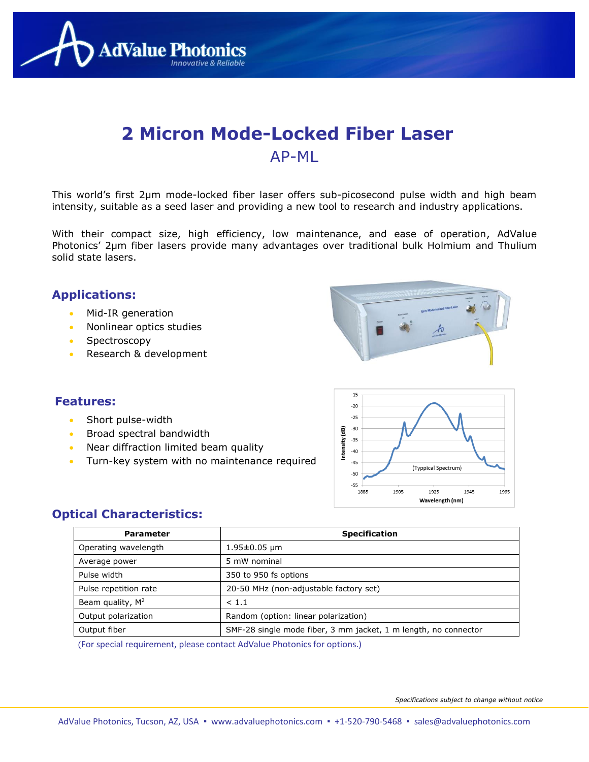# 2 Micron Mode-Locked Fiber Laser

## AP-ML

This world's first 2μm mode-locked fiber laser offers sub-picosecond pulse width and high beam intensity, suitable as a seed laser and providing a new tool to research and industry applications.

With their compact size, high efficiency, low maintenance, and ease of operation, AdValue Photonics' 2μm fiber lasers provide many advantages over traditional bulk Holmium and Thulium solid state lasers.

## Applications:

- Mid-IR generation
- Nonlinear optics studies
- Spectroscopy
- Research & development

## Features:

- Short pulse-width
- Broad spectral bandwidth
- Near diffraction limited beam quality
- Turn-key system with no maintenance required

## Optical Characteristics:

| Parameter | Specification |
| --- | --- |
| Operating wavelength | 1.95±0.05 μm |
| Average power | 5 mW nominal |
| Pulse width | 350 to 950 fs options |
| Pulse repetition rate | 20-50 MHz (non-adjustable factory set) |
| Beam quality, $M^2$ | < 1.1 |
| Output polarization | Random (option: linear polarization) |
| Output fiber | SMF-28 single mode fiber, 3 mm jacket, 1 m length, no connector |

(For special requirement, please contact AdValue Photonics for options.)

*Specifications subject to change without notice*

AdValue Photonics, Tucson, AZ, USA ▪ www.advaluephotonics.com ▪ +1-520-790-5468 ▪ sales@advaluephotonics.com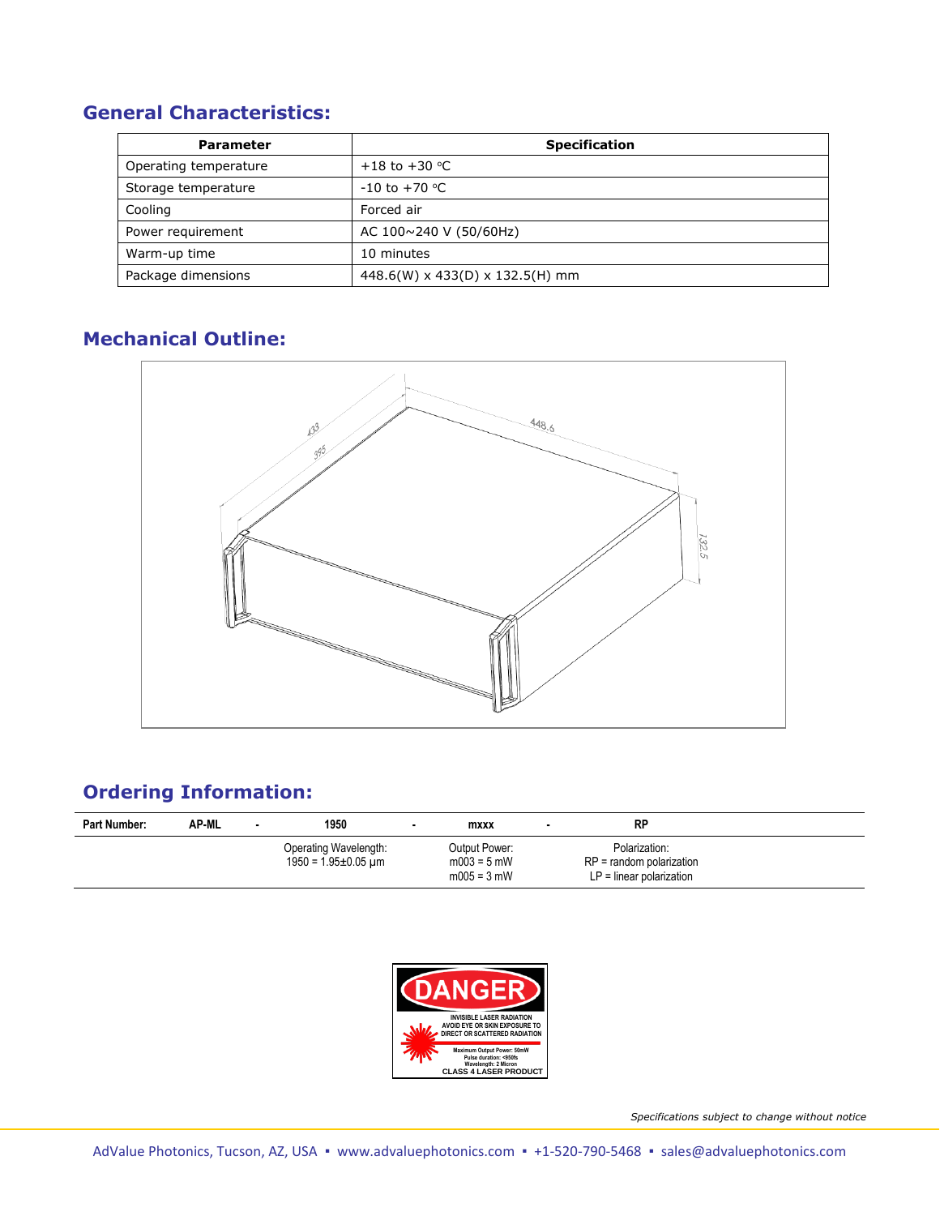## General Characteristics:

| Parameter | Specification |
|---|---|
| Operating temperature | +18 to +30 °C |
| Storage temperature | -10 to +70 °C |
| Cooling | Forced air |
| Power requirement | AC 100~240 V (50/60Hz) |
| Warm-up time | 10 minutes |
| Package dimensions | 448.6(W) x 433(D) x 132.5(H) mm |

## Mechanical Outline:

433
395
448.6
132.5

## Ordering Information:

| Part Number: | AP-ML | - | 1950 | - | mxxx | - | RP |
|---|---|---|---|---|---|---|---|
| | | | Operating Wavelength:<br>1950 = 1.95±0.05 µm | | Output Power:<br>m003 = 5 mW<br>m005 = 3 mW | | Polarization:<br>RP = random polarization<br>LP = linear polarization |

DANGER
INVISIBLE LASER RADIATION
AVOID EYE OR SKIN EXPOSURE TO DIRECT OR SCATTERED RADIATION
Maximum Output Power: 50mW
Pulse duration: <850fs
Wavelength: 2 Micron
CLASS 4 LASER PRODUCT

*Specifications subject to change without notice*

AdValue Photonics, Tucson, AZ, USA ▪ www.advaluephotonics.com ▪ +1-520-790-5468 ▪ sales@advaluephotonics.com